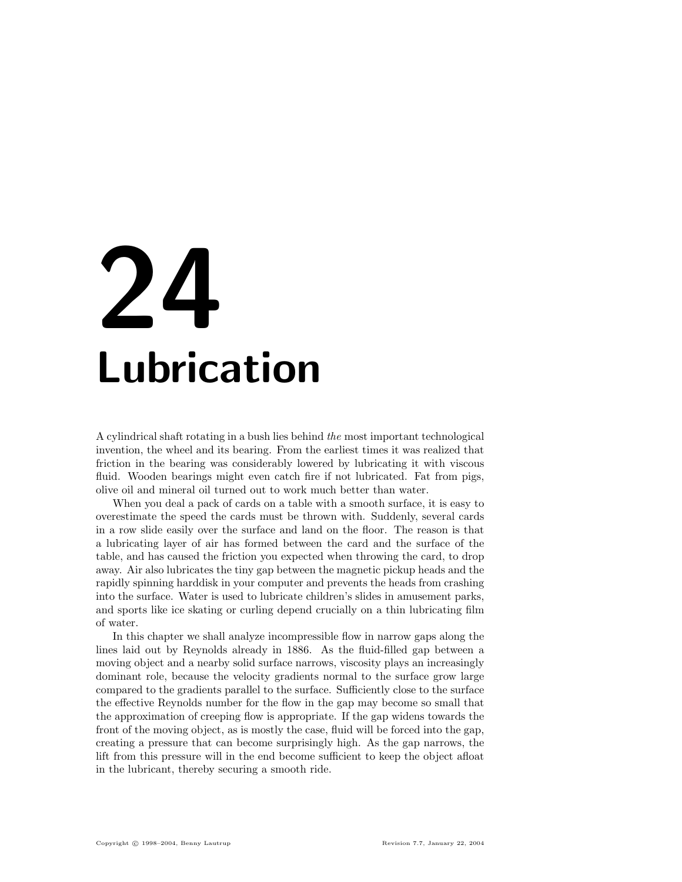# 24 Lubrication

A cylindrical shaft rotating in a bush lies behind *the* most important technological invention, the wheel and its bearing. From the earliest times it was realized that friction in the bearing was considerably lowered by lubricating it with viscous fluid. Wooden bearings might even catch fire if not lubricated. Fat from pigs, olive oil and mineral oil turned out to work much better than water.

When you deal a pack of cards on a table with a smooth surface, it is easy to overestimate the speed the cards must be thrown with. Suddenly, several cards in a row slide easily over the surface and land on the floor. The reason is that a lubricating layer of air has formed between the card and the surface of the table, and has caused the friction you expected when throwing the card, to drop away. Air also lubricates the tiny gap between the magnetic pickup heads and the rapidly spinning harddisk in your computer and prevents the heads from crashing into the surface. Water is used to lubricate children's slides in amusement parks, and sports like ice skating or curling depend crucially on a thin lubricating film of water.

In this chapter we shall analyze incompressible flow in narrow gaps along the lines laid out by Reynolds already in 1886. As the fluid-filled gap between a moving object and a nearby solid surface narrows, viscosity plays an increasingly dominant role, because the velocity gradients normal to the surface grow large compared to the gradients parallel to the surface. Sufficiently close to the surface the effective Reynolds number for the flow in the gap may become so small that the approximation of creeping flow is appropriate. If the gap widens towards the front of the moving object, as is mostly the case, fluid will be forced into the gap, creating a pressure that can become surprisingly high. As the gap narrows, the lift from this pressure will in the end become sufficient to keep the object afloat in the lubricant, thereby securing a smooth ride.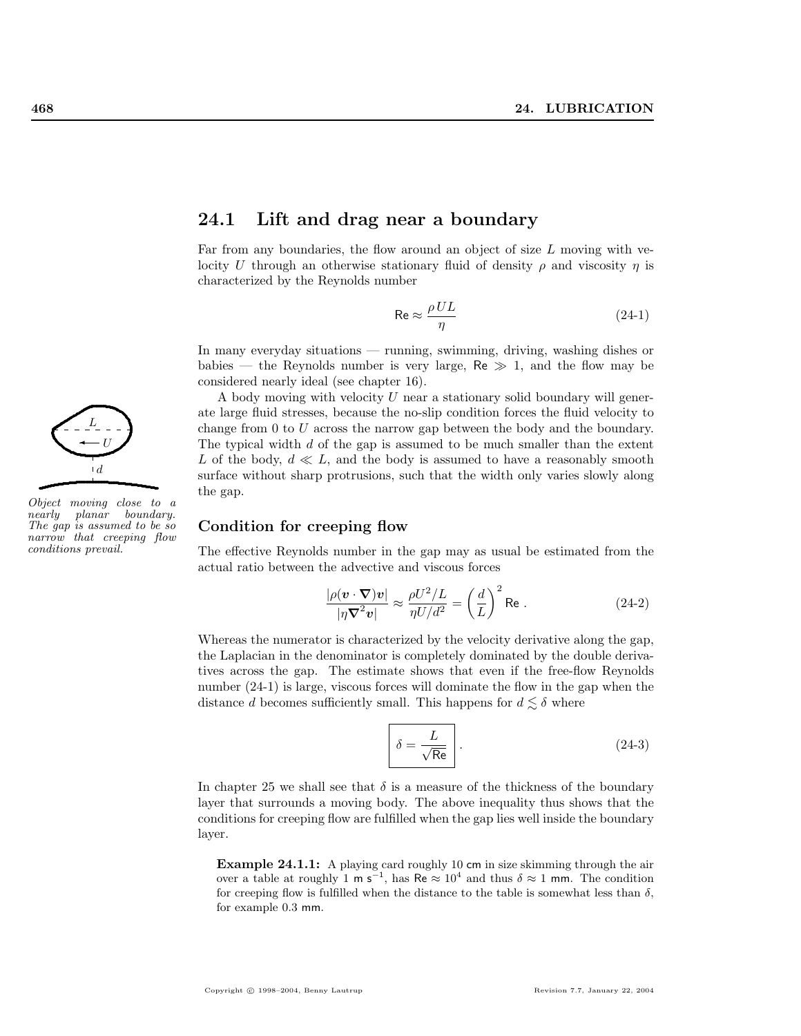## 24.1 Lift and drag near a boundary

Far from any boundaries, the flow around an object of size $L$ moving with velocity $U$ through an otherwise stationary fluid of density $\rho$ and viscosity $\eta$ is characterized by the Reynolds number

$$\mathsf{Re} \approx \frac{\rho U L}{\eta} \tag{24-1}$$

In many everyday situations — running, swimming, driving, washing dishes or babies — the Reynolds number is very large, $\mathsf{Re} \gg 1$, and the flow may be considered nearly ideal (see chapter 16).

A body moving with velocity $U$ near a stationary solid boundary will generate large fluid stresses, because the no-slip condition forces the fluid velocity to change from 0 to $U$ across the narrow gap between the body and the boundary. The typical width $d$ of the gap is assumed to be much smaller than the extent $L$ of the body, $d \ll L$, and the body is assumed to have a reasonably smooth surface without sharp protrusions, such that the width only varies slowly along the gap.

*Object moving close to a nearly planar boundary. The gap is assumed to be so narrow that creeping flow conditions prevail.*

### Condition for creeping flow

The effective Reynolds number in the gap may as usual be estimated from the actual ratio between the advective and viscous forces

$$\frac{|\rho(\boldsymbol{v}\cdot\boldsymbol{\nabla})\boldsymbol{v}|}{|\eta\boldsymbol{\nabla}^2\boldsymbol{v}|} \approx \frac{\rho U^2/L}{\eta U/d^2} = \left(\frac{d}{L}\right)^2 \mathsf{Re} \; . \tag{24-2}$$

Whereas the numerator is characterized by the velocity derivative along the gap, the Laplacian in the denominator is completely dominated by the double derivatives across the gap. The estimate shows that even if the free-flow Reynolds number (24-1) is large, viscous forces will dominate the flow in the gap when the distance $d$ becomes sufficiently small. This happens for $d \lesssim \delta$ where

$$\boxed{\delta = \frac{L}{\sqrt{\mathsf{Re}}}} \; . \tag{24-3}$$

In chapter 25 we shall see that $\delta$ is a measure of the thickness of the boundary layer that surrounds a moving body. The above inequality thus shows that the conditions for creeping flow are fulfilled when the gap lies well inside the boundary layer.

> **Example 24.1.1:** A playing card roughly 10 cm in size skimming through the air over a table at roughly 1 m s$^{-1}$, has $\mathsf{Re} \approx 10^4$ and thus $\delta \approx 1$ mm. The condition for creeping flow is fulfilled when the distance to the table is somewhat less than $\delta$, for example 0.3 mm.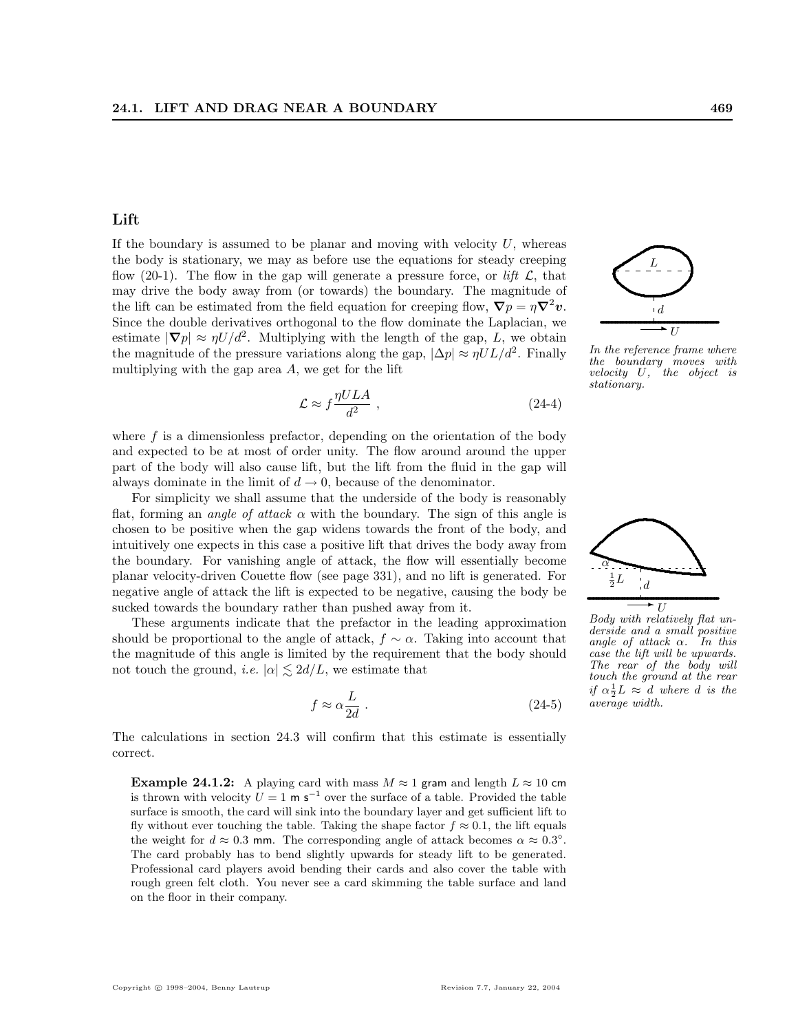## Lift

If the boundary is assumed to be planar and moving with velocity $U$, whereas the body is stationary, we may as before use the equations for steady creeping flow (20-1). The flow in the gap will generate a pressure force, or *lift* $\mathcal{L}$, that may drive the body away from (or towards) the boundary. The magnitude of the lift can be estimated from the field equation for creeping flow, $\boldsymbol{\nabla} p = \eta \boldsymbol{\nabla}^2 \boldsymbol{v}$. Since the double derivatives orthogonal to the flow dominate the Laplacian, we estimate $|\boldsymbol{\nabla} p| \approx \eta U/d^2$. Multiplying with the length of the gap, $L$, we obtain the magnitude of the pressure variations along the gap, $|\Delta p| \approx \eta U L/d^2$. Finally multiplying with the gap area $A$, we get for the lift

*In the reference frame where the boundary moves with velocity $U$, the object is stationary.*

$$\mathcal{L} \approx f \frac{\eta U L A}{d^2} \ , \tag{24-4}$$

where $f$ is a dimensionless prefactor, depending on the orientation of the body and expected to be at most of order unity. The flow around around the upper part of the body will also cause lift, but the lift from the fluid in the gap will always dominate in the limit of $d \to 0$, because of the denominator.

For simplicity we shall assume that the underside of the body is reasonably flat, forming an *angle of attack* $\alpha$ with the boundary. The sign of this angle is chosen to be positive when the gap widens towards the front of the body, and intuitively one expects in this case a positive lift that drives the body away from the boundary. For vanishing angle of attack, the flow will essentially become planar velocity-driven Couette flow (see page 331), and no lift is generated. For negative angle of attack the lift is expected to be negative, causing the body be sucked towards the boundary rather than pushed away from it.

These arguments indicate that the prefactor in the leading approximation should be proportional to the angle of attack, $f \sim \alpha$. Taking into account that the magnitude of this angle is limited by the requirement that the body should not touch the ground, *i.e.* $|\alpha| \lesssim 2d/L$, we estimate that

*Body with relatively flat underside and a small positive angle of attack $\alpha$. In this case the lift will be upwards. The rear of the body will touch the ground at the rear if $\alpha \frac{1}{2} L \approx d$ where $d$ is the average width.*

$$f \approx \alpha \frac{L}{2d} \ . \tag{24-5}$$

The calculations in section 24.3 will confirm that this estimate is essentially correct.

> **Example 24.1.2:** A playing card with mass $M \approx 1$ gram and length $L \approx 10$ cm is thrown with velocity $U = 1$ m s$^{-1}$ over the surface of a table. Provided the table surface is smooth, the card will sink into the boundary layer and get sufficient lift to fly without ever touching the table. Taking the shape factor $f \approx 0.1$, the lift equals the weight for $d \approx 0.3$ mm. The corresponding angle of attack becomes $\alpha \approx 0.3^\circ$. The card probably has to bend slightly upwards for steady lift to be generated. Professional card players avoid bending their cards and also cover the table with rough green felt cloth. You never see a card skimming the table surface and land on the floor in their company.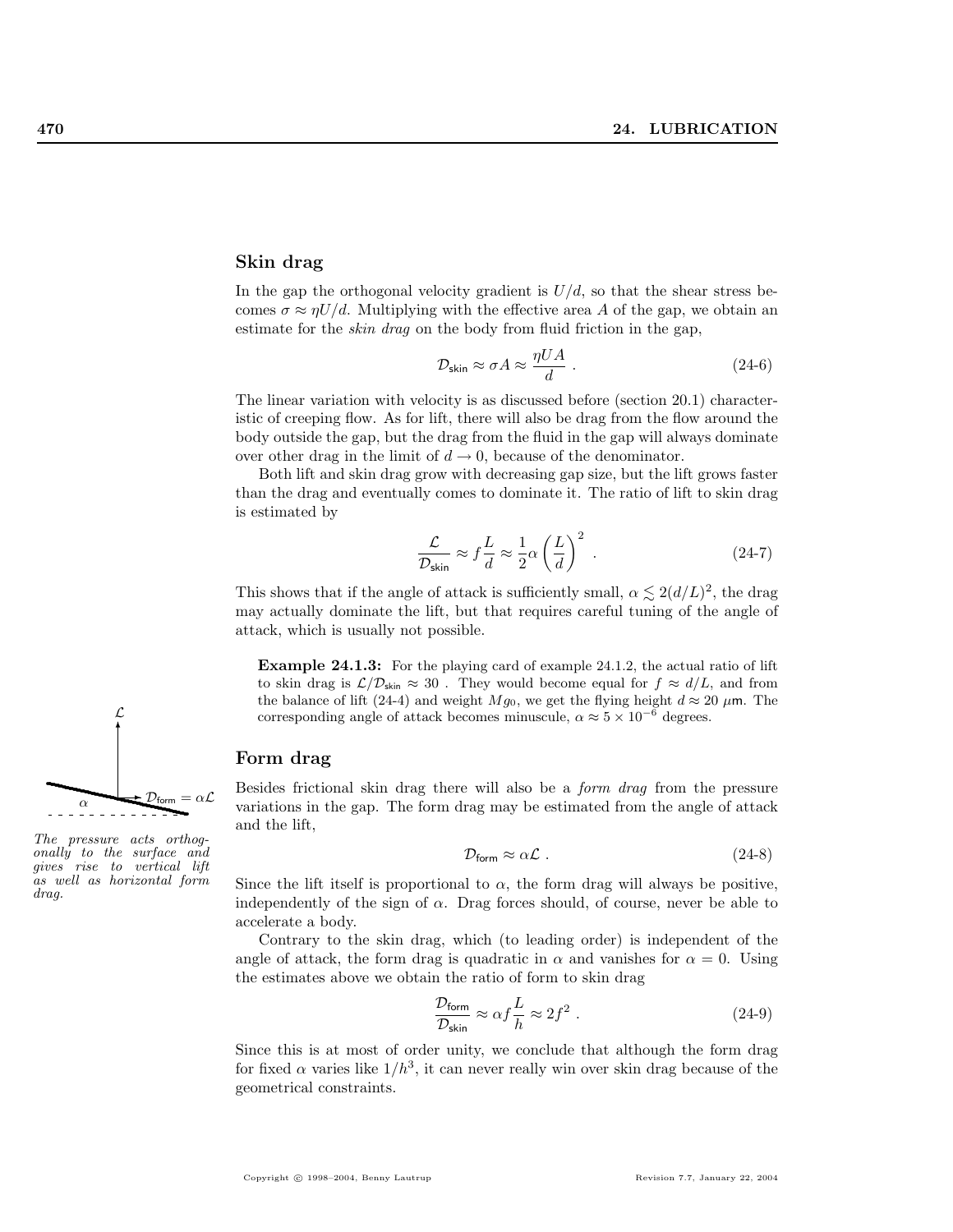## Skin drag

In the gap the orthogonal velocity gradient is $U/d$, so that the shear stress becomes $\sigma \approx \eta U/d$. Multiplying with the effective area $A$ of the gap, we obtain an estimate for the *skin drag* on the body from fluid friction in the gap,

$$\mathcal{D}_{\mathsf{skin}} \approx \sigma A \approx \frac{\eta U A}{d} \ . \tag{24-6}$$

The linear variation with velocity is as discussed before (section 20.1) characteristic of creeping flow. As for lift, there will also be drag from the flow around the body outside the gap, but the drag from the fluid in the gap will always dominate over other drag in the limit of $d \to 0$, because of the denominator.

Both lift and skin drag grow with decreasing gap size, but the lift grows faster than the drag and eventually comes to dominate it. The ratio of lift to skin drag is estimated by

$$\frac{\mathcal{L}}{\mathcal{D}_{\mathsf{skin}}} \approx f\frac{L}{d} \approx \frac{1}{2}\alpha\left(\frac{L}{d}\right)^2 \ . \tag{24-7}$$

This shows that if the angle of attack is sufficiently small, $\alpha \lesssim 2(d/L)^2$, the drag may actually dominate the lift, but that requires careful tuning of the angle of attack, which is usually not possible.

**Example 24.1.3:** For the playing card of example 24.1.2, the actual ratio of lift to skin drag is $\mathcal{L}/\mathcal{D}_{\mathsf{skin}} \approx 30$ . They would become equal for $f \approx d/L$, and from the balance of lift (24-4) and weight $Mg_0$, we get the flying height $d \approx 20\ \mu\mathsf{m}$. The corresponding angle of attack becomes minuscule, $\alpha \approx 5 \times 10^{-6}$ degrees.

## Form drag

Besides frictional skin drag there will also be a *form drag* from the pressure variations in the gap. The form drag may be estimated from the angle of attack and the lift,

$$\mathcal{D}_{\mathsf{form}} \approx \alpha\mathcal{L} \ . \tag{24-8}$$

*The pressure acts orthogonally to the surface and gives rise to vertical lift as well as horizontal form drag.*

Since the lift itself is proportional to $\alpha$, the form drag will always be positive, independently of the sign of $\alpha$. Drag forces should, of course, never be able to accelerate a body.

Contrary to the skin drag, which (to leading order) is independent of the angle of attack, the form drag is quadratic in $\alpha$ and vanishes for $\alpha = 0$. Using the estimates above we obtain the ratio of form to skin drag

$$\frac{\mathcal{D}_{\mathsf{form}}}{\mathcal{D}_{\mathsf{skin}}} \approx \alpha f \frac{L}{h} \approx 2f^2 \ . \tag{24-9}$$

Since this is at most of order unity, we conclude that although the form drag for fixed $\alpha$ varies like $1/h^3$, it can never really win over skin drag because of the geometrical constraints.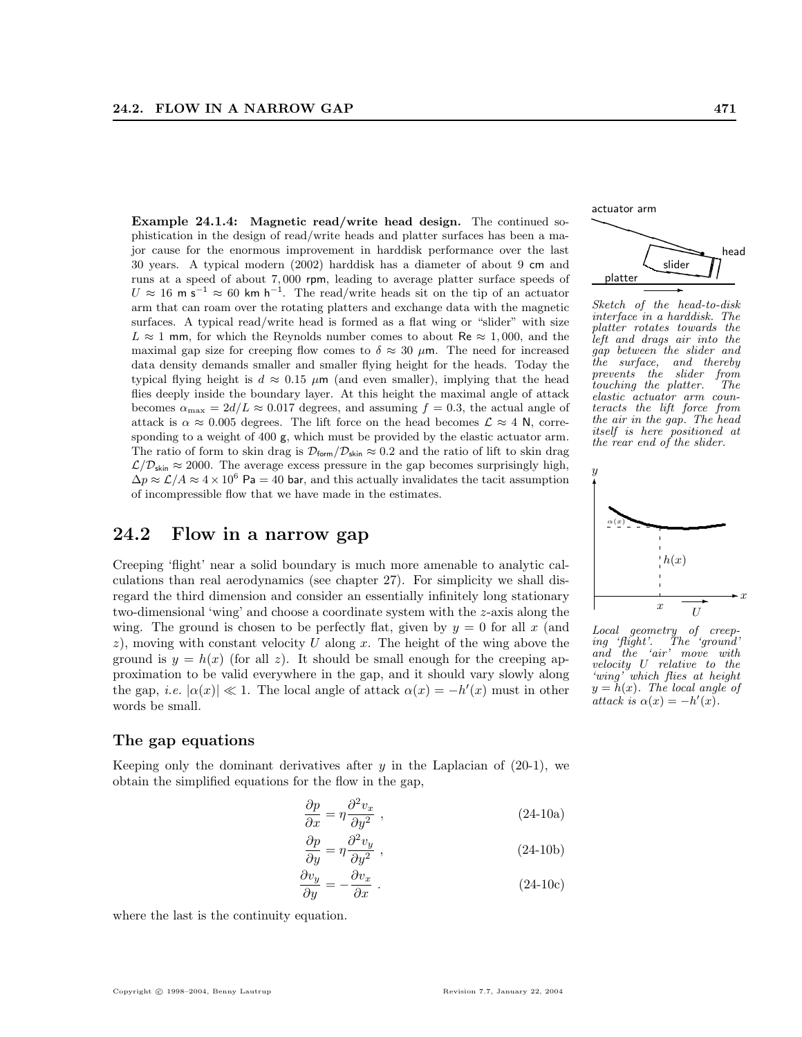**Example 24.1.4: Magnetic read/write head design.** The continued sophistication in the design of read/write heads and platter surfaces has been a major cause for the enormous improvement in harddisk performance over the last 30 years. A typical modern (2002) harddisk has a diameter of about 9 cm and runs at a speed of about 7,000 rpm, leading to average platter surface speeds of $U \approx 16$ m s$^{-1}$ $\approx 60$ km h$^{-1}$. The read/write heads sit on the tip of an actuator arm that can roam over the rotating platters and exchange data with the magnetic surfaces. A typical read/write head is formed as a flat wing or "slider" with size $L \approx 1$ mm, for which the Reynolds number comes to about $\mathsf{Re} \approx 1,000$, and the maximal gap size for creeping flow comes to $\delta \approx 30$ $\mu$m. The need for increased data density demands smaller and smaller flying height for the heads. Today the typical flying height is $d \approx 0.15$ $\mu$m (and even smaller), implying that the head flies deeply inside the boundary layer. At this height the maximal angle of attack becomes $\alpha_{\max} = 2d/L \approx 0.017$ degrees, and assuming $f = 0.3$, the actual angle of attack is $\alpha \approx 0.005$ degrees. The lift force on the head becomes $\mathcal{L} \approx 4$ N, corresponding to a weight of 400 g, which must be provided by the elastic actuator arm. The ratio of form to skin drag is $\mathcal{D}_{\text{form}}/\mathcal{D}_{\text{skin}} \approx 0.2$ and the ratio of lift to skin drag $\mathcal{L}/\mathcal{D}_{\text{skin}} \approx 2000$. The average excess pressure in the gap becomes surprisingly high, $\Delta p \approx \mathcal{L}/A \approx 4 \times 10^6$ Pa $= 40$ bar, and this actually invalidates the tacit assumption of incompressible flow that we have made in the estimates.

*Sketch of the head-to-disk interface in a harddisk. The platter rotates towards the left and drags air into the gap between the slider and the surface, and thereby prevents the slider from touching the platter. The elastic actuator arm counteracts the lift force from the air in the gap. The head itself is here positioned at the rear end of the slider.*

## 24.2 Flow in a narrow gap

Creeping 'flight' near a solid boundary is much more amenable to analytic calculations than real aerodynamics (see chapter 27). For simplicity we shall disregard the third dimension and consider an essentially infinitely long stationary two-dimensional 'wing' and choose a coordinate system with the $z$-axis along the wing. The ground is chosen to be perfectly flat, given by $y = 0$ for all $x$ (and $z$), moving with constant velocity $U$ along $x$. The height of the wing above the ground is $y = h(x)$ (for all $z$). It should be small enough for the creeping approximation to be valid everywhere in the gap, and it should vary slowly along the gap, *i.e.* $|\alpha(x)| \ll 1$. The local angle of attack $\alpha(x) = -h'(x)$ must in other words be small.

*Local geometry of creeping 'flight'. The 'ground' and the 'air' move with velocity $U$ relative to the 'wing' which flies at height $y = h(x)$. The local angle of attack is $\alpha(x) = -h'(x)$.*

### The gap equations

Keeping only the dominant derivatives after $y$ in the Laplacian of (20-1), we obtain the simplified equations for the flow in the gap,

$$\frac{\partial p}{\partial x} = \eta \frac{\partial^2 v_x}{\partial y^2} \,, \tag{24-10a}$$

$$\frac{\partial p}{\partial y} = \eta \frac{\partial^2 v_y}{\partial y^2} \,, \tag{24-10b}$$

$$\frac{\partial v_y}{\partial y} = -\frac{\partial v_x}{\partial x} \,. \tag{24-10c}$$

where the last is the continuity equation.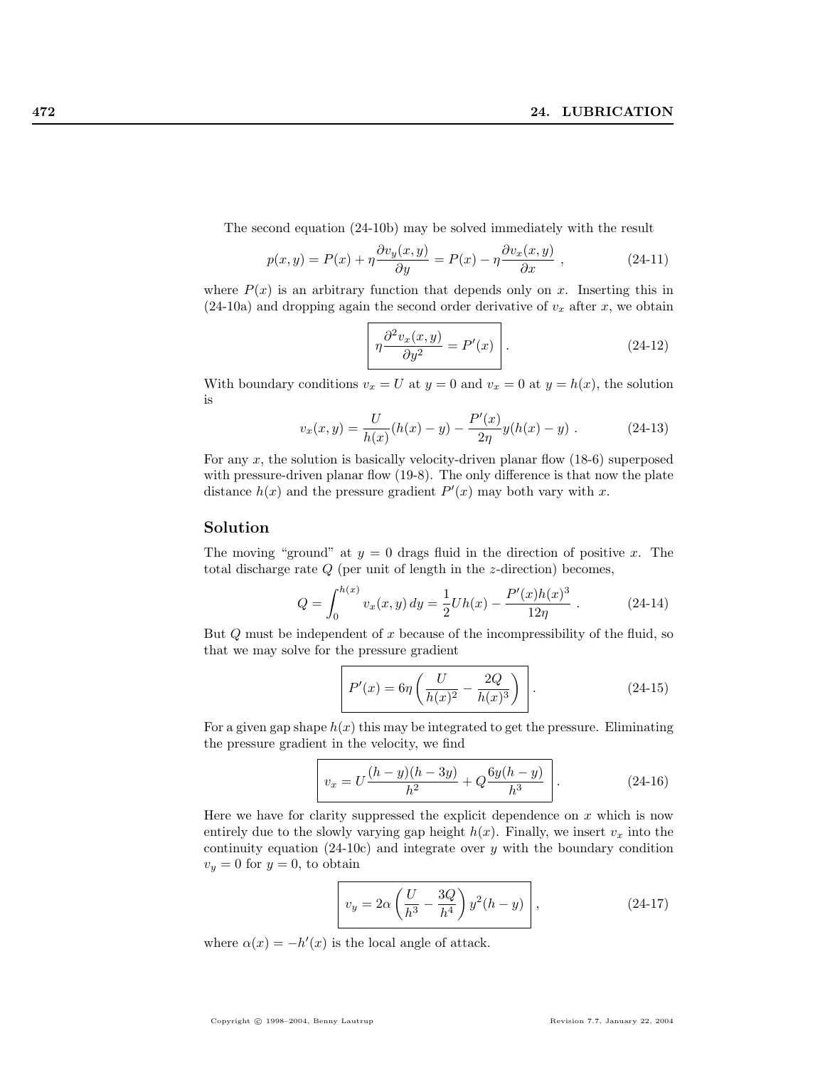The second equation (24-10b) may be solved immediately with the result

$$p(x,y) = P(x) + \eta \frac{\partial v_y(x,y)}{\partial y} = P(x) - \eta \frac{\partial v_x(x,y)}{\partial x} \ , \tag{24-11}$$

where $P(x)$ is an arbitrary function that depends only on $x$. Inserting this in (24-10a) and dropping again the second order derivative of $v_x$ after $x$, we obtain

$$\boxed{\eta \frac{\partial^2 v_x(x,y)}{\partial y^2} = P'(x)} \ . \tag{24-12}$$

With boundary conditions $v_x = U$ at $y = 0$ and $v_x = 0$ at $y = h(x)$, the solution is

$$v_x(x,y) = \frac{U}{h(x)}(h(x) - y) - \frac{P'(x)}{2\eta} y(h(x) - y) \ . \tag{24-13}$$

For any $x$, the solution is basically velocity-driven planar flow (18-6) superposed with pressure-driven planar flow (19-8). The only difference is that now the plate distance $h(x)$ and the pressure gradient $P'(x)$ may both vary with $x$.

## Solution

The moving "ground" at $y = 0$ drags fluid in the direction of positive $x$. The total discharge rate $Q$ (per unit of length in the $z$-direction) becomes,

$$Q = \int_0^{h(x)} v_x(x,y)\, dy = \frac{1}{2} U h(x) - \frac{P'(x) h(x)^3}{12\eta} \ . \tag{24-14}$$

But $Q$ must be independent of $x$ because of the incompressibility of the fluid, so that we may solve for the pressure gradient

$$\boxed{P'(x) = 6\eta \left( \frac{U}{h(x)^2} - \frac{2Q}{h(x)^3} \right)} \ . \tag{24-15}$$

For a given gap shape $h(x)$ this may be integrated to get the pressure. Eliminating the pressure gradient in the velocity, we find

$$\boxed{v_x = U \frac{(h-y)(h-3y)}{h^2} + Q \frac{6y(h-y)}{h^3}} \ . \tag{24-16}$$

Here we have for clarity suppressed the explicit dependence on $x$ which is now entirely due to the slowly varying gap height $h(x)$. Finally, we insert $v_x$ into the continuity equation (24-10c) and integrate over $y$ with the boundary condition $v_y = 0$ for $y = 0$, to obtain

$$\boxed{v_y = 2\alpha \left( \frac{U}{h^3} - \frac{3Q}{h^4} \right) y^2 (h - y)} \ , \tag{24-17}$$

where $\alpha(x) = -h'(x)$ is the local angle of attack.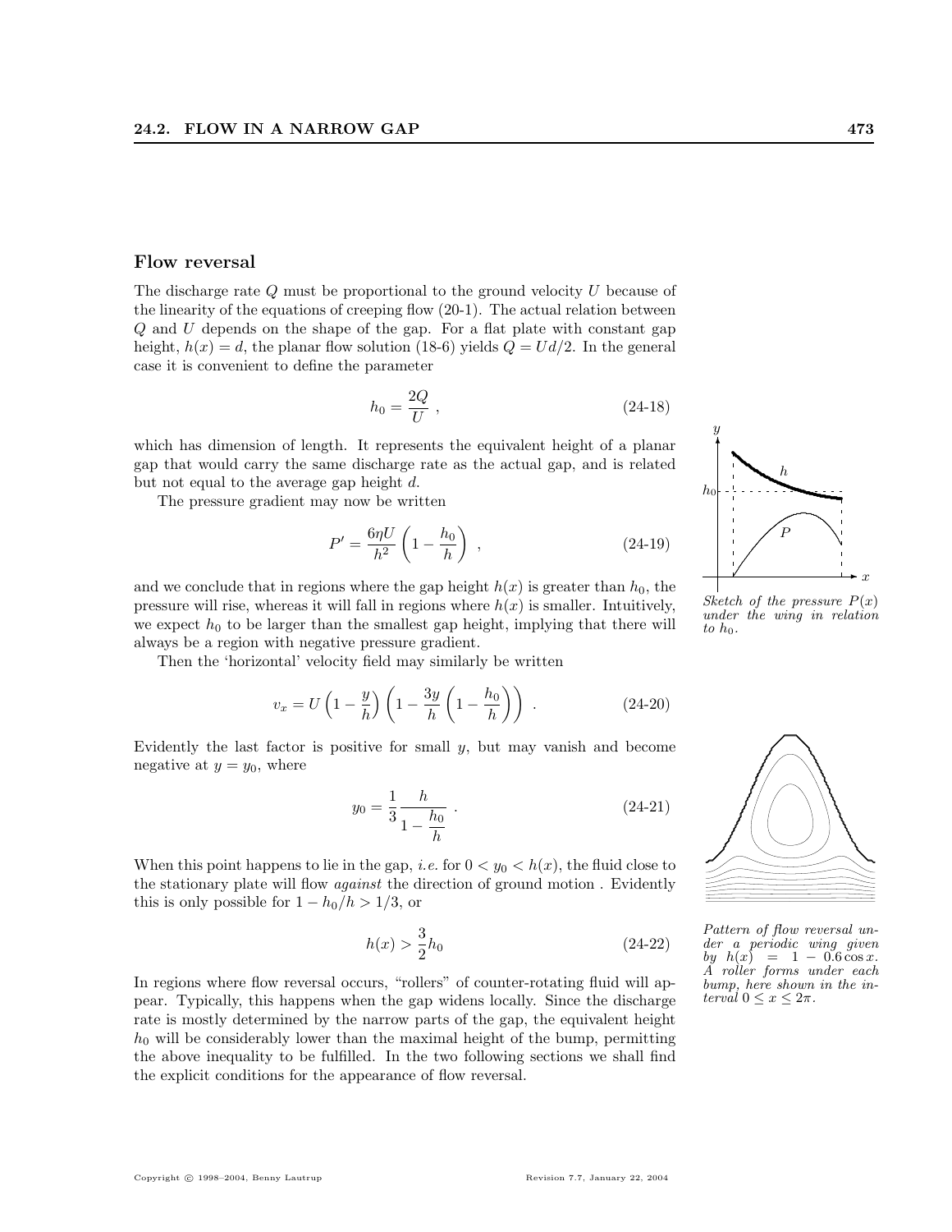### Flow reversal

The discharge rate $Q$ must be proportional to the ground velocity $U$ because of the linearity of the equations of creeping flow (20-1). The actual relation between $Q$ and $U$ depends on the shape of the gap. For a flat plate with constant gap height, $h(x) = d$, the planar flow solution (18-6) yields $Q = Ud/2$. In the general case it is convenient to define the parameter

$$h_0 = \frac{2Q}{U} \ , \tag{24-18}$$

which has dimension of length. It represents the equivalent height of a planar gap that would carry the same discharge rate as the actual gap, and is related but not equal to the average gap height $d$.

The pressure gradient may now be written

$$P' = \frac{6\eta U}{h^2}\left(1 - \frac{h_0}{h}\right) \ , \tag{24-19}$$

and we conclude that in regions where the gap height $h(x)$ is greater than $h_0$, the pressure will rise, whereas it will fall in regions where $h(x)$ is smaller. Intuitively, we expect $h_0$ to be larger than the smallest gap height, implying that there will always be a region with negative pressure gradient.

*Sketch of the pressure $P(x)$ under the wing in relation to $h_0$.*

Then the 'horizontal' velocity field may similarly be written

$$v_x = U\left(1 - \frac{y}{h}\right)\left(1 - \frac{3y}{h}\left(1 - \frac{h_0}{h}\right)\right) \ . \tag{24-20}$$

Evidently the last factor is positive for small $y$, but may vanish and become negative at $y = y_0$, where

$$y_0 = \frac{1}{3}\frac{h}{1 - \dfrac{h_0}{h}} \ . \tag{24-21}$$

When this point happens to lie in the gap, *i.e.* for $0 < y_0 < h(x)$, the fluid close to the stationary plate will flow *against* the direction of ground motion . Evidently this is only possible for $1 - h_0/h > 1/3$, or

$$h(x) > \frac{3}{2}h_0 \tag{24-22}$$

In regions where flow reversal occurs, "rollers" of counter-rotating fluid will appear. Typically, this happens when the gap widens locally. Since the discharge rate is mostly determined by the narrow parts of the gap, the equivalent height $h_0$ will be considerably lower than the maximal height of the bump, permitting the above inequality to be fulfilled. In the two following sections we shall find the explicit conditions for the appearance of flow reversal.

*Pattern of flow reversal under a periodic wing given by $h(x) = 1 - 0.6\cos x$. A roller forms under each bump, here shown in the interval $0 \le x \le 2\pi$.*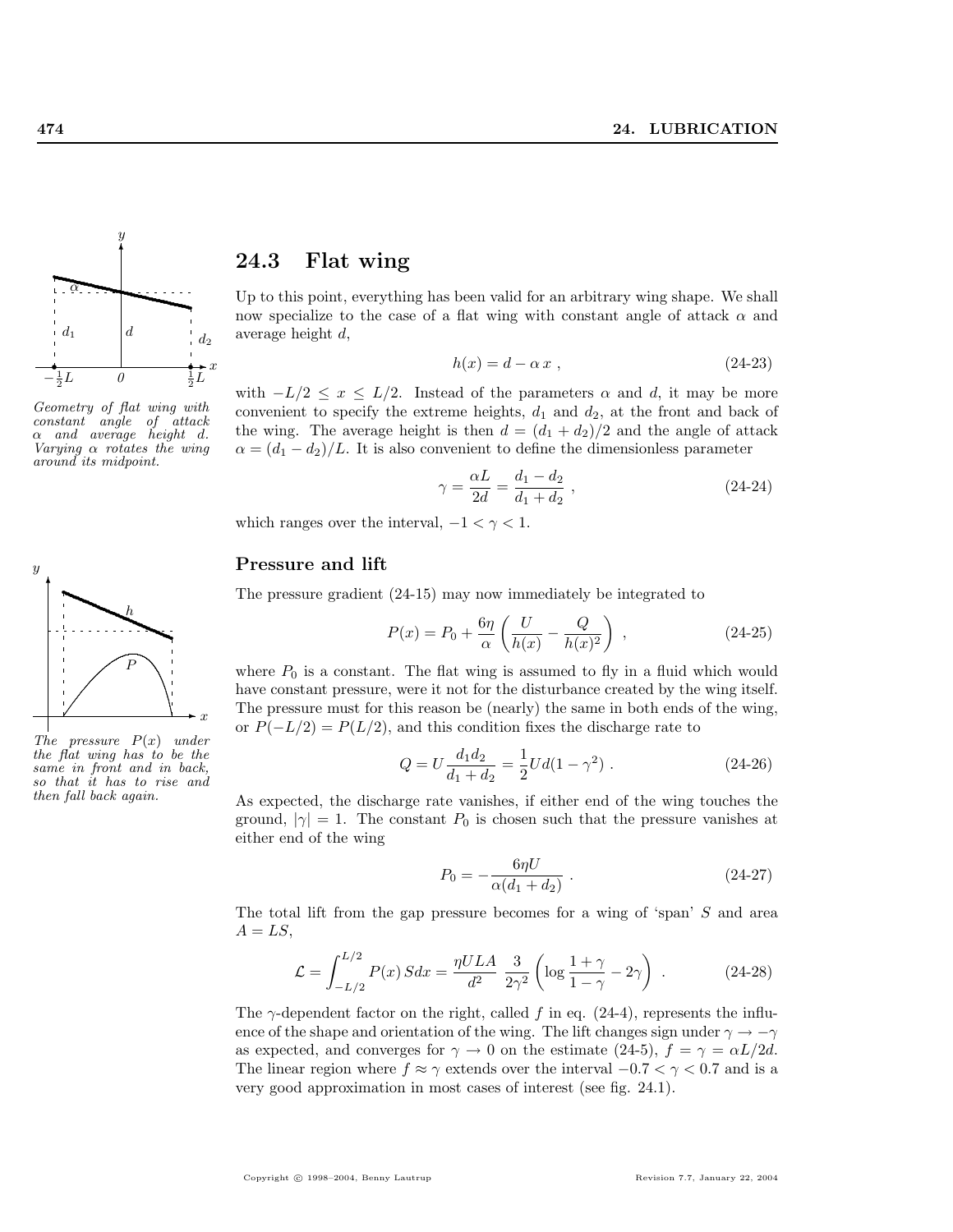Geometry of flat wing with constant angle of attack $\alpha$ and average height $d$. Varying $\alpha$ rotates the wing around its midpoint.

## 24.3 Flat wing

Up to this point, everything has been valid for an arbitrary wing shape. We shall now specialize to the case of a flat wing with constant angle of attack $\alpha$ and average height $d$,

$$h(x) = d - \alpha\, x \ , \tag{24-23}$$

with $-L/2 \leq x \leq L/2$. Instead of the parameters $\alpha$ and $d$, it may be more convenient to specify the extreme heights, $d_1$ and $d_2$, at the front and back of the wing. The average height is then $d = (d_1 + d_2)/2$ and the angle of attack $\alpha = (d_1 - d_2)/L$. It is also convenient to define the dimensionless parameter

$$\gamma = \frac{\alpha L}{2d} = \frac{d_1 - d_2}{d_1 + d_2} \ , \tag{24-24}$$

which ranges over the interval, $-1 < \gamma < 1$.

### Pressure and lift

The pressure $P(x)$ under the flat wing has to be the same in front and in back, so that it has to rise and then fall back again.

The pressure gradient (24-15) may now immediately be integrated to

$$P(x) = P_0 + \frac{6\eta}{\alpha}\left(\frac{U}{h(x)} - \frac{Q}{h(x)^2}\right) \ , \tag{24-25}$$

where $P_0$ is a constant. The flat wing is assumed to fly in a fluid which would have constant pressure, were it not for the disturbance created by the wing itself. The pressure must for this reason be (nearly) the same in both ends of the wing, or $P(-L/2) = P(L/2)$, and this condition fixes the discharge rate to

$$Q = U\frac{d_1 d_2}{d_1 + d_2} = \frac{1}{2}Ud(1-\gamma^2) \ . \tag{24-26}$$

As expected, the discharge rate vanishes, if either end of the wing touches the ground, $|\gamma| = 1$. The constant $P_0$ is chosen such that the pressure vanishes at either end of the wing

$$P_0 = -\frac{6\eta U}{\alpha(d_1 + d_2)} \ . \tag{24-27}$$

The total lift from the gap pressure becomes for a wing of 'span' $S$ and area $A = LS$,

$$\mathcal{L} = \int_{-L/2}^{L/2} P(x)\, S dx = \frac{\eta U L A}{d^2}\ \frac{3}{2\gamma^2}\left(\log\frac{1+\gamma}{1-\gamma} - 2\gamma\right) \ . \tag{24-28}$$

The $\gamma$-dependent factor on the right, called $f$ in eq. (24-4), represents the influence of the shape and orientation of the wing. The lift changes sign under $\gamma \to -\gamma$ as expected, and converges for $\gamma \to 0$ on the estimate (24-5), $f = \gamma = \alpha L/2d$. The linear region where $f \approx \gamma$ extends over the interval $-0.7 < \gamma < 0.7$ and is a very good approximation in most cases of interest (see fig. 24.1).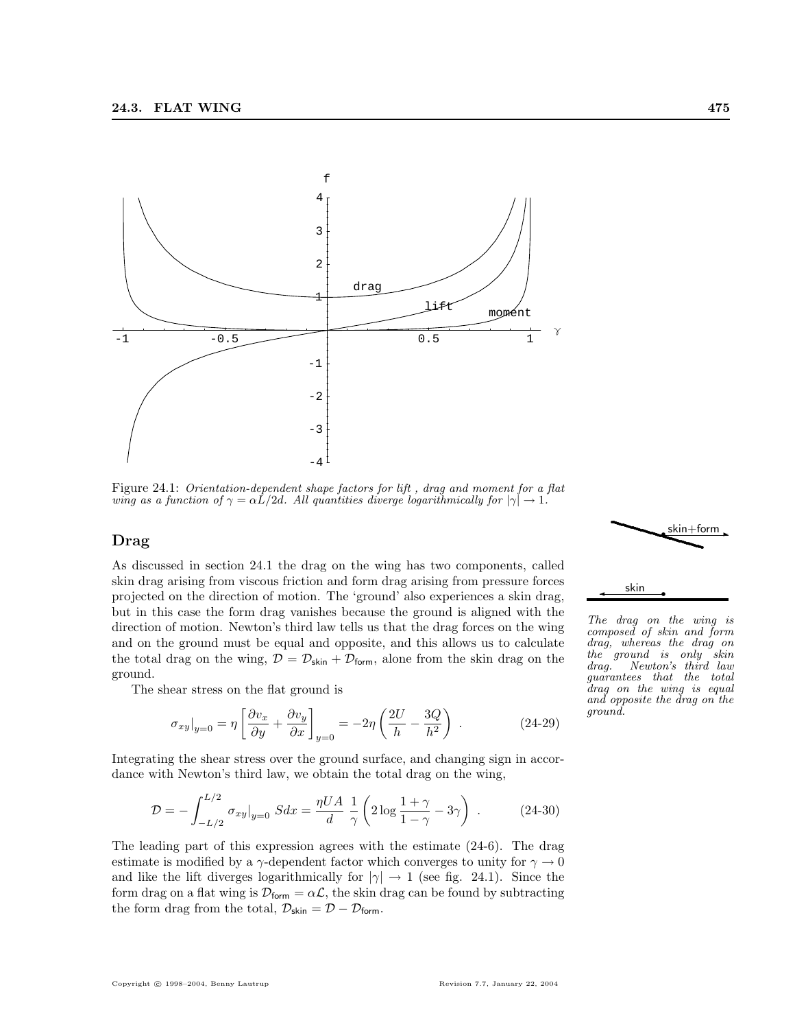Figure 24.1: *Orientation-dependent shape factors for lift , drag and moment for a flat wing as a function of $\gamma = \alpha L/2d$. All quantities diverge logarithmically for $|\gamma| \to 1$.*

## Drag

As discussed in section 24.1 the drag on the wing has two components, called skin drag arising from viscous friction and form drag arising from pressure forces projected on the direction of motion. The 'ground' also experiences a skin drag, but in this case the form drag vanishes because the ground is aligned with the direction of motion. Newton's third law tells us that the drag forces on the wing and on the ground must be equal and opposite, and this allows us to calculate the total drag on the wing, $\mathcal{D} = \mathcal{D}_{\mathsf{skin}} + \mathcal{D}_{\mathsf{form}}$, alone from the skin drag on the ground.

*The drag on the wing is composed of skin and form drag, whereas the drag on the ground is only skin drag. Newton's third law guarantees that the total drag on the wing is equal and opposite the drag on the ground.*

The shear stress on the flat ground is

$$\sigma_{xy}\big|_{y=0} = \eta \left[ \frac{\partial v_x}{\partial y} + \frac{\partial v_y}{\partial x} \right]_{y=0} = -2\eta \left( \frac{2U}{h} - \frac{3Q}{h^2} \right) . \tag{24-29}$$

Integrating the shear stress over the ground surface, and changing sign in accordance with Newton's third law, we obtain the total drag on the wing,

$$\mathcal{D} = -\int_{-L/2}^{L/2} \sigma_{xy}\big|_{y=0} \, S dx = \frac{\eta U A}{d} \, \frac{1}{\gamma} \left( 2 \log \frac{1+\gamma}{1-\gamma} - 3\gamma \right) . \tag{24-30}$$

The leading part of this expression agrees with the estimate (24-6). The drag estimate is modified by a $\gamma$-dependent factor which converges to unity for $\gamma \to 0$ and like the lift diverges logarithmically for $|\gamma| \to 1$ (see fig. 24.1). Since the form drag on a flat wing is $\mathcal{D}_{\mathsf{form}} = \alpha \mathcal{L}$, the skin drag can be found by subtracting the form drag from the total, $\mathcal{D}_{\mathsf{skin}} = \mathcal{D} - \mathcal{D}_{\mathsf{form}}$.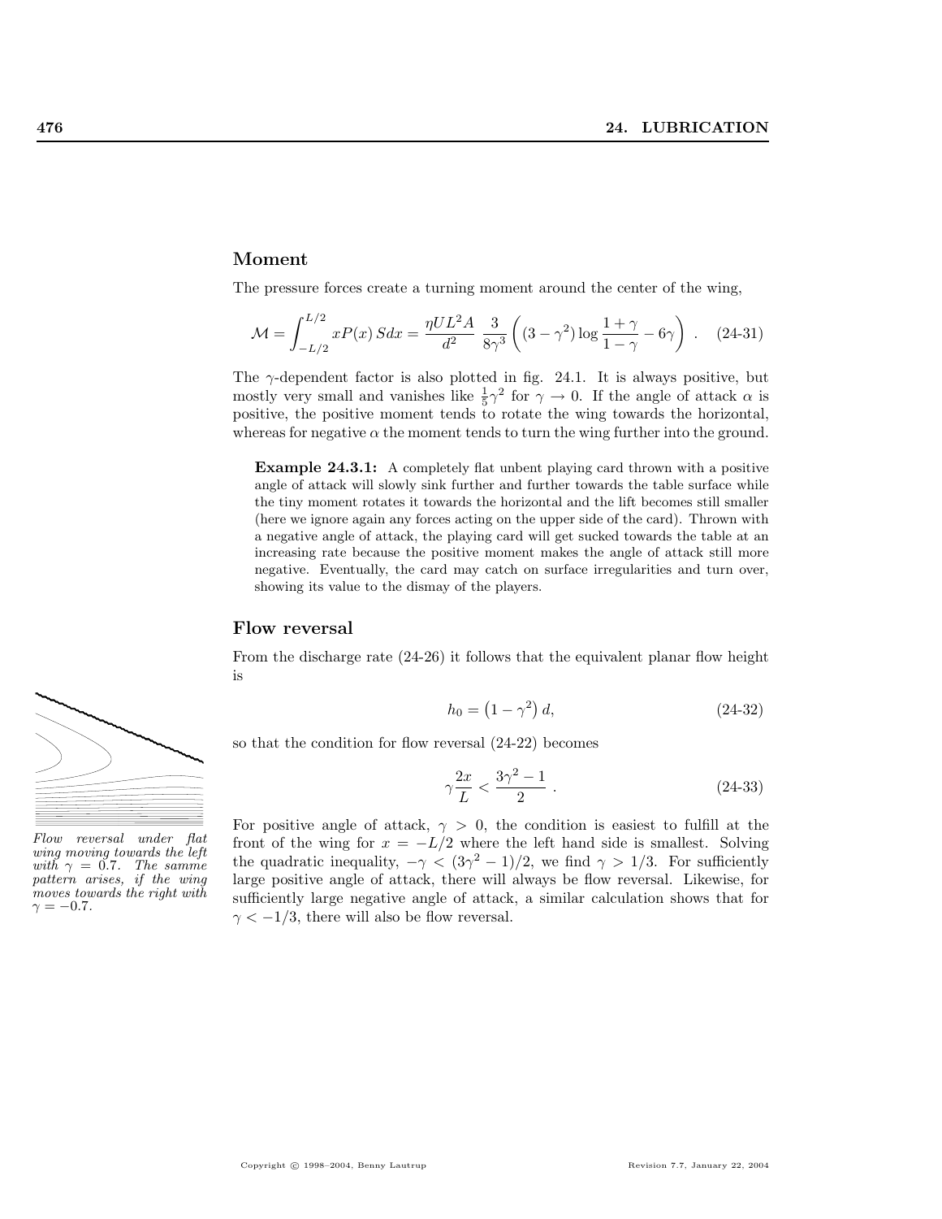## Moment

The pressure forces create a turning moment around the center of the wing,

$$\mathcal{M} = \int_{-L/2}^{L/2} xP(x)\,S dx = \frac{\eta U L^2 A}{d^2}\;\frac{3}{8\gamma^3}\left((3-\gamma^2)\log\frac{1+\gamma}{1-\gamma} - 6\gamma\right)\;. \quad \text{(24-31)}$$

The $\gamma$-dependent factor is also plotted in fig. 24.1. It is always positive, but mostly very small and vanishes like $\frac{1}{5}\gamma^2$ for $\gamma \to 0$. If the angle of attack $\alpha$ is positive, the positive moment tends to rotate the wing towards the horizontal, whereas for negative $\alpha$ the moment tends to turn the wing further into the ground.

> **Example 24.3.1:** A completely flat unbent playing card thrown with a positive angle of attack will slowly sink further and further towards the table surface while the tiny moment rotates it towards the horizontal and the lift becomes still smaller (here we ignore again any forces acting on the upper side of the card). Thrown with a negative angle of attack, the playing card will get sucked towards the table at an increasing rate because the positive moment makes the angle of attack still more negative. Eventually, the card may catch on surface irregularities and turn over, showing its value to the dismay of the players.

## Flow reversal

From the discharge rate (24-26) it follows that the equivalent planar flow height is

$$h_0 = \left(1-\gamma^2\right) d, \quad \text{(24-32)}$$

so that the condition for flow reversal (24-22) becomes

$$\gamma\frac{2x}{L} < \frac{3\gamma^2-1}{2}\;. \quad \text{(24-33)}$$

*Flow reversal under flat wing moving towards the left with $\gamma = 0.7$. The samme pattern arises, if the wing moves towards the right with $\gamma = -0.7$.*

For positive angle of attack, $\gamma > 0$, the condition is easiest to fulfill at the front of the wing for $x = -L/2$ where the left hand side is smallest. Solving the quadratic inequality, $-\gamma < (3\gamma^2-1)/2$, we find $\gamma > 1/3$. For sufficiently large positive angle of attack, there will always be flow reversal. Likewise, for sufficiently large negative angle of attack, a similar calculation shows that for $\gamma < -1/3$, there will also be flow reversal.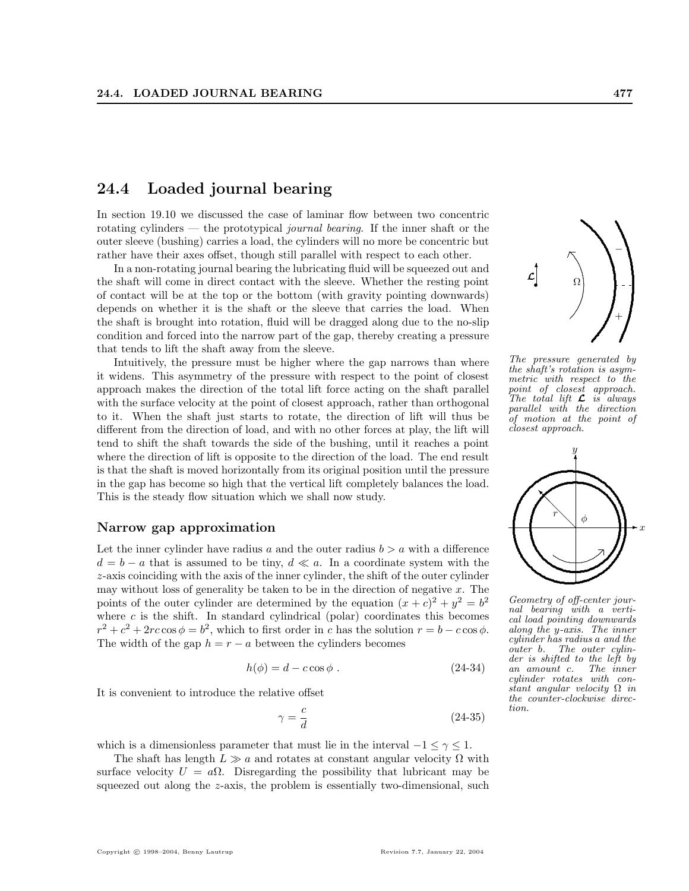## 24.4 Loaded journal bearing

In section 19.10 we discussed the case of laminar flow between two concentric rotating cylinders — the prototypical *journal bearing*. If the inner shaft or the outer sleeve (bushing) carries a load, the cylinders will no more be concentric but rather have their axes offset, though still parallel with respect to each other.

In a non-rotating journal bearing the lubricating fluid will be squeezed out and the shaft will come in direct contact with the sleeve. Whether the resting point of contact will be at the top or the bottom (with gravity pointing downwards) depends on whether it is the shaft or the sleeve that carries the load. When the shaft is brought into rotation, fluid will be dragged along due to the no-slip condition and forced into the narrow part of the gap, thereby creating a pressure that tends to lift the shaft away from the sleeve.

Intuitively, the pressure must be higher where the gap narrows than where it widens. This asymmetry of the pressure with respect to the point of closest approach makes the direction of the total lift force acting on the shaft parallel with the surface velocity at the point of closest approach, rather than orthogonal to it. When the shaft just starts to rotate, the direction of lift will thus be different from the direction of load, and with no other forces at play, the lift will tend to shift the shaft towards the side of the bushing, until it reaches a point where the direction of lift is opposite to the direction of the load. The end result is that the shaft is moved horizontally from its original position until the pressure in the gap has become so high that the vertical lift completely balances the load. This is the steady flow situation which we shall now study.

*The pressure generated by the shaft's rotation is asymmetric with respect to the point of closest approach. The total lift $\boldsymbol{\mathcal{L}}$ is always parallel with the direction of motion at the point of closest approach.*

### Narrow gap approximation

Let the inner cylinder have radius $a$ and the outer radius $b > a$ with a difference $d = b - a$ that is assumed to be tiny, $d \ll a$. In a coordinate system with the $z$-axis coinciding with the axis of the inner cylinder, the shift of the outer cylinder may without loss of generality be taken to be in the direction of negative $x$. The points of the outer cylinder are determined by the equation $(x + c)^2 + y^2 = b^2$ where $c$ is the shift. In standard cylindrical (polar) coordinates this becomes $r^2 + c^2 + 2rc\cos\phi = b^2$, which to first order in $c$ has the solution $r = b - c\cos\phi$. The width of the gap $h = r - a$ between the cylinders becomes

$$h(\phi) = d - c\cos\phi \; . \tag{24-34}$$

*Geometry of off-center journal bearing with a vertical load pointing downwards along the y-axis. The inner cylinder has radius a and the outer b. The outer cylinder is shifted to the left by an amount c. The inner cylinder rotates with constant angular velocity Ω in the counter-clockwise direction.*

It is convenient to introduce the relative offset

$$\gamma = \frac{c}{d} \tag{24-35}$$

which is a dimensionless parameter that must lie in the interval $-1 \leq \gamma \leq 1$.

The shaft has length $L \gg a$ and rotates at constant angular velocity $\Omega$ with surface velocity $U = a\Omega$. Disregarding the possibility that lubricant may be squeezed out along the $z$-axis, the problem is essentially two-dimensional, such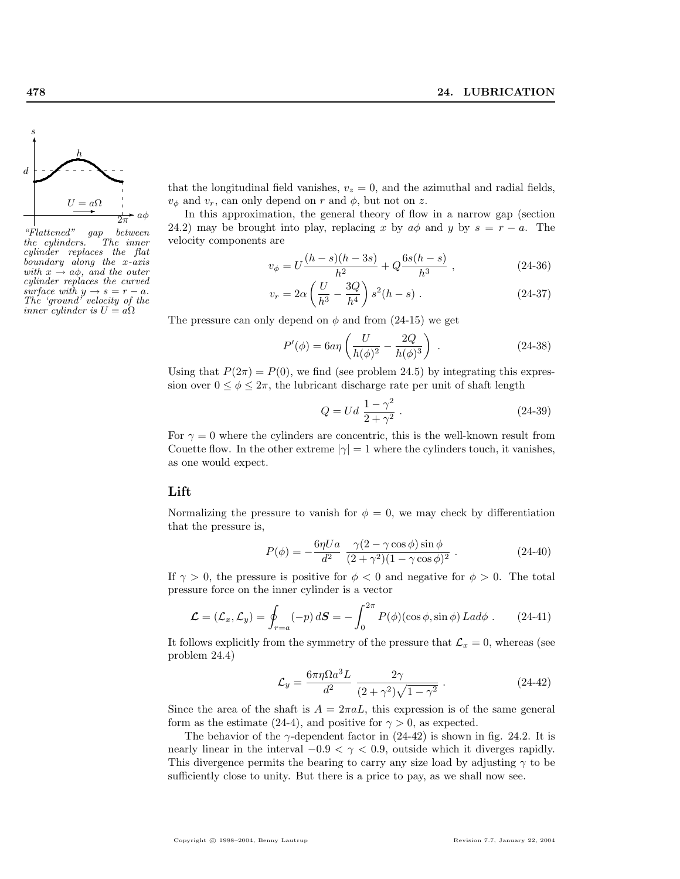"Flattened" gap between the cylinders. The inner cylinder replaces the flat boundary along the x-axis with $x \to a\phi$, and the outer cylinder replaces the curved surface with $y \to s = r - a$. The 'ground' velocity of the inner cylinder is $U = a\Omega$

that the longitudinal field vanishes, $v_z = 0$, and the azimuthal and radial fields, $v_\phi$ and $v_r$, can only depend on $r$ and $\phi$, but not on $z$.

In this approximation, the general theory of flow in a narrow gap (section 24.2) may be brought into play, replacing $x$ by $a\phi$ and $y$ by $s = r - a$. The velocity components are

$$v_\phi = U\frac{(h-s)(h-3s)}{h^2} + Q\frac{6s(h-s)}{h^3} \ , \tag{24-36}$$

$$v_r = 2\alpha\left(\frac{U}{h^3} - \frac{3Q}{h^4}\right)s^2(h-s) \ . \tag{24-37}$$

The pressure can only depend on $\phi$ and from (24-15) we get

$$P'(\phi) = 6a\eta\left(\frac{U}{h(\phi)^2} - \frac{2Q}{h(\phi)^3}\right) \ . \tag{24-38}$$

Using that $P(2\pi) = P(0)$, we find (see problem 24.5) by integrating this expression over $0 \le \phi \le 2\pi$, the lubricant discharge rate per unit of shaft length

$$Q = Ud\,\frac{1-\gamma^2}{2+\gamma^2} \ . \tag{24-39}$$

For $\gamma = 0$ where the cylinders are concentric, this is the well-known result from Couette flow. In the other extreme $|\gamma| = 1$ where the cylinders touch, it vanishes, as one would expect.

## Lift

Normalizing the pressure to vanish for $\phi = 0$, we may check by differentiation that the pressure is,

$$P(\phi) = -\frac{6\eta Ua}{d^2}\,\frac{\gamma(2-\gamma\cos\phi)\sin\phi}{(2+\gamma^2)(1-\gamma\cos\phi)^2} \ . \tag{24-40}$$

If $\gamma > 0$, the pressure is positive for $\phi < 0$ and negative for $\phi > 0$. The total pressure force on the inner cylinder is a vector

$$\boldsymbol{\mathcal{L}} = (\mathcal{L}_x, \mathcal{L}_y) = \oint_{r=a}(-p)\,d\boldsymbol{S} = -\int_0^{2\pi} P(\phi)(\cos\phi, \sin\phi)\,La d\phi \ . \tag{24-41}$$

It follows explicitly from the symmetry of the pressure that $\mathcal{L}_x = 0$, whereas (see problem 24.4)

$$\mathcal{L}_y = \frac{6\pi\eta\Omega a^3 L}{d^2}\,\frac{2\gamma}{(2+\gamma^2)\sqrt{1-\gamma^2}} \ . \tag{24-42}$$

Since the area of the shaft is $A = 2\pi aL$, this expression is of the same general form as the estimate (24-4), and positive for $\gamma > 0$, as expected.

The behavior of the $\gamma$-dependent factor in (24-42) is shown in fig. 24.2. It is nearly linear in the interval $-0.9 < \gamma < 0.9$, outside which it diverges rapidly. This divergence permits the bearing to carry any size load by adjusting $\gamma$ to be sufficiently close to unity. But there is a price to pay, as we shall now see.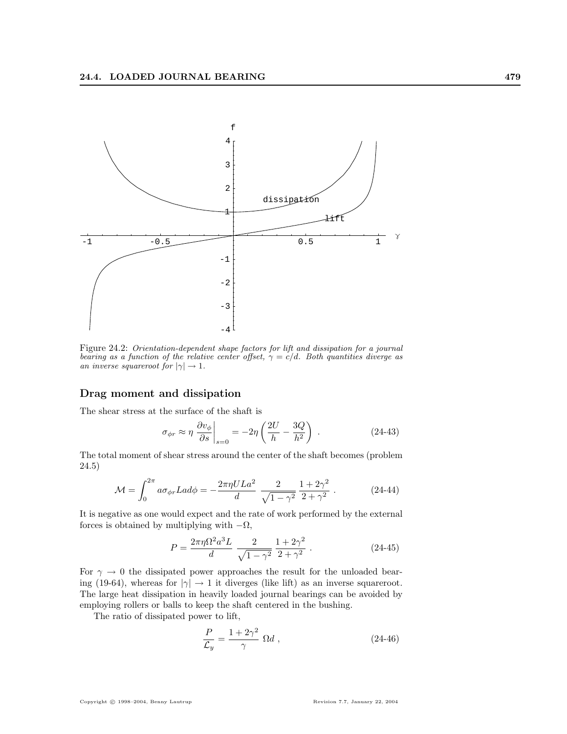Figure 24.2: *Orientation-dependent shape factors for lift and dissipation for a journal bearing as a function of the relative center offset, $\gamma = c/d$. Both quantities diverge as an inverse squareroot for $|\gamma| \to 1$.*

### Drag moment and dissipation

The shear stress at the surface of the shaft is

$$\sigma_{\phi r} \approx \eta \left. \frac{\partial v_\phi}{\partial s} \right|_{s=0} = -2\eta \left( \frac{2U}{h} - \frac{3Q}{h^2} \right) . \tag{24-43}$$

The total moment of shear stress around the center of the shaft becomes (problem 24.5)

$$\mathcal{M} = \int_0^{2\pi} a \sigma_{\phi r} L a d\phi = -\frac{2\pi\eta U L a^2}{d} \frac{2}{\sqrt{1-\gamma^2}} \frac{1+2\gamma^2}{2+\gamma^2} . \tag{24-44}$$

It is negative as one would expect and the rate of work performed by the external forces is obtained by multiplying with $-\Omega$,

$$P = \frac{2\pi\eta\Omega^2 a^3 L}{d} \frac{2}{\sqrt{1-\gamma^2}} \frac{1+2\gamma^2}{2+\gamma^2} . \tag{24-45}$$

For $\gamma \to 0$ the dissipated power approaches the result for the unloaded bearing (19-64), whereas for $|\gamma| \to 1$ it diverges (like lift) as an inverse squareroot. The large heat dissipation in heavily loaded journal bearings can be avoided by employing rollers or balls to keep the shaft centered in the bushing.

The ratio of dissipated power to lift,

$$\frac{P}{\mathcal{L}_y} = \frac{1+2\gamma^2}{\gamma} \Omega d , \tag{24-46}$$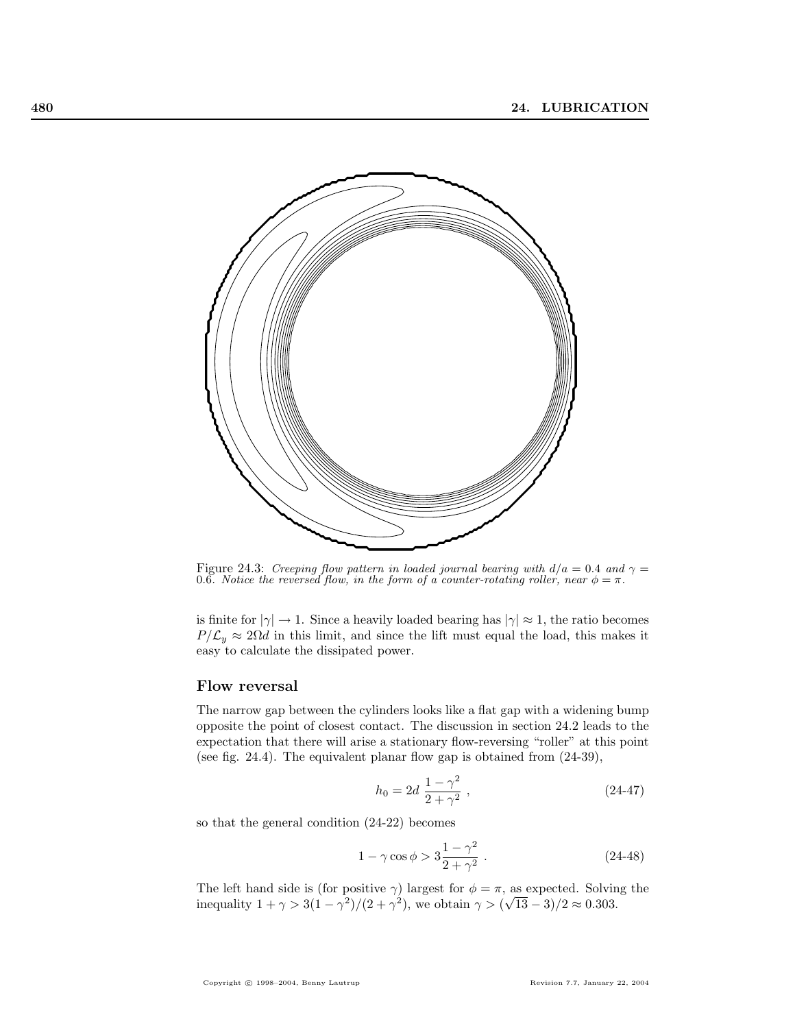Figure 24.3: *Creeping flow pattern in loaded journal bearing with $d/a = 0.4$ and $\gamma = 0.6$. Notice the reversed flow, in the form of a counter-rotating roller, near $\phi = \pi$.*

is finite for $|\gamma| \to 1$. Since a heavily loaded bearing has $|\gamma| \approx 1$, the ratio becomes $P/\mathcal{L}_y \approx 2\Omega d$ in this limit, and since the lift must equal the load, this makes it easy to calculate the dissipated power.

### Flow reversal

The narrow gap between the cylinders looks like a flat gap with a widening bump opposite the point of closest contact. The discussion in section 24.2 leads to the expectation that there will arise a stationary flow-reversing "roller" at this point (see fig. 24.4). The equivalent planar flow gap is obtained from (24-39),

$$h_0 = 2d \, \frac{1-\gamma^2}{2+\gamma^2} \, , \tag{24-47}$$

so that the general condition (24-22) becomes

$$1 - \gamma \cos\phi > 3 \frac{1-\gamma^2}{2+\gamma^2} \, . \tag{24-48}$$

The left hand side is (for positive $\gamma$) largest for $\phi = \pi$, as expected. Solving the inequality $1 + \gamma > 3(1-\gamma^2)/(2+\gamma^2)$, we obtain $\gamma > (\sqrt{13} - 3)/2 \approx 0.303$.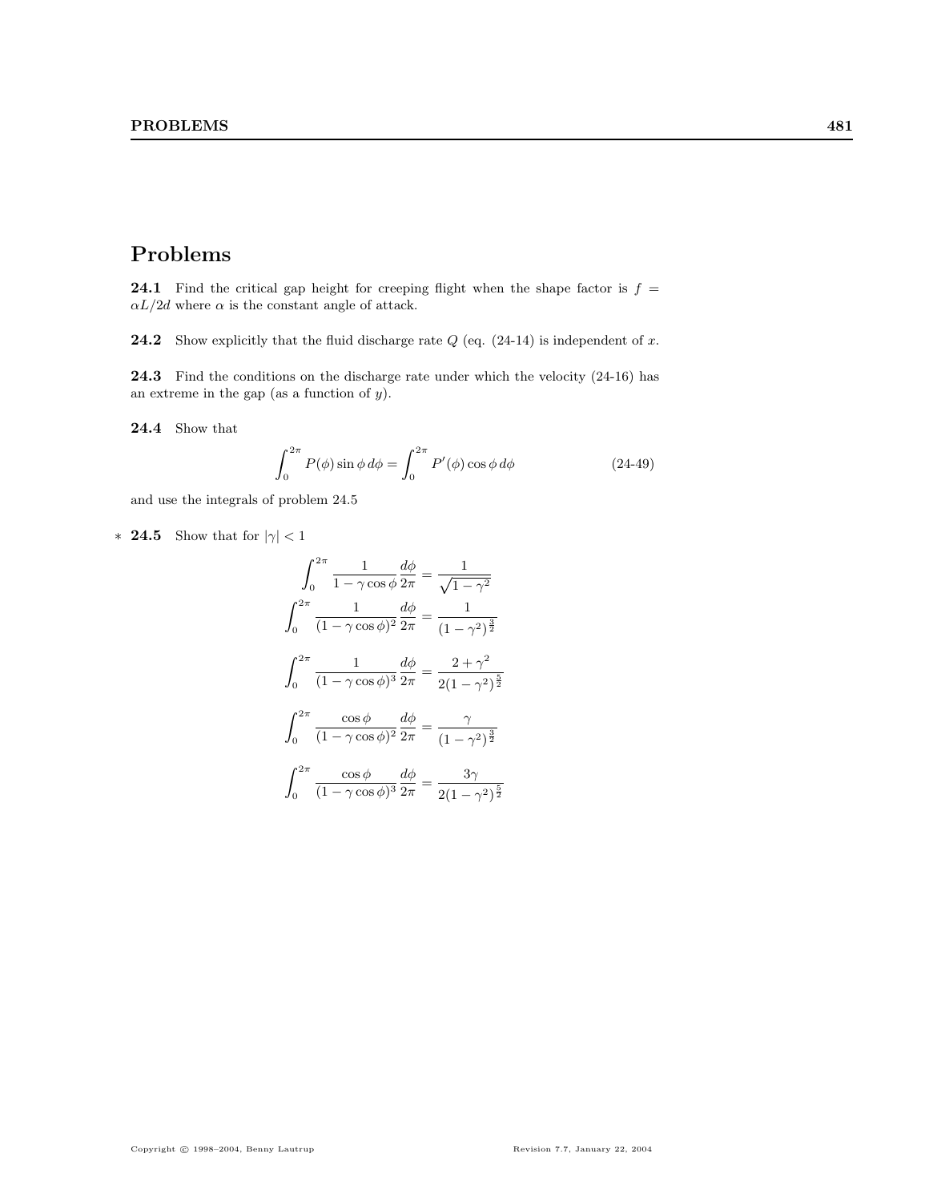# Problems

**24.1** Find the critical gap height for creeping flight when the shape factor is $f = \alpha L/2d$ where $\alpha$ is the constant angle of attack.

**24.2** Show explicitly that the fluid discharge rate $Q$ (eq. (24-14) is independent of $x$.

**24.3** Find the conditions on the discharge rate under which the velocity (24-16) has an extreme in the gap (as a function of $y$).

**24.4** Show that

$$\int_0^{2\pi} P(\phi) \sin\phi \, d\phi = \int_0^{2\pi} P'(\phi) \cos\phi \, d\phi \tag{24-49}$$

and use the integrals of problem 24.5

\* **24.5** Show that for $|\gamma| < 1$

$$\int_0^{2\pi} \frac{1}{1 - \gamma\cos\phi} \frac{d\phi}{2\pi} = \frac{1}{\sqrt{1-\gamma^2}}$$

$$\int_0^{2\pi} \frac{1}{(1 - \gamma\cos\phi)^2} \frac{d\phi}{2\pi} = \frac{1}{(1-\gamma^2)^{\frac{3}{2}}}$$

$$\int_0^{2\pi} \frac{1}{(1 - \gamma\cos\phi)^3} \frac{d\phi}{2\pi} = \frac{2+\gamma^2}{2(1-\gamma^2)^{\frac{5}{2}}}$$

$$\int_0^{2\pi} \frac{\cos\phi}{(1 - \gamma\cos\phi)^2} \frac{d\phi}{2\pi} = \frac{\gamma}{(1-\gamma^2)^{\frac{3}{2}}}$$

$$\int_0^{2\pi} \frac{\cos\phi}{(1 - \gamma\cos\phi)^3} \frac{d\phi}{2\pi} = \frac{3\gamma}{2(1-\gamma^2)^{\frac{5}{2}}}$$